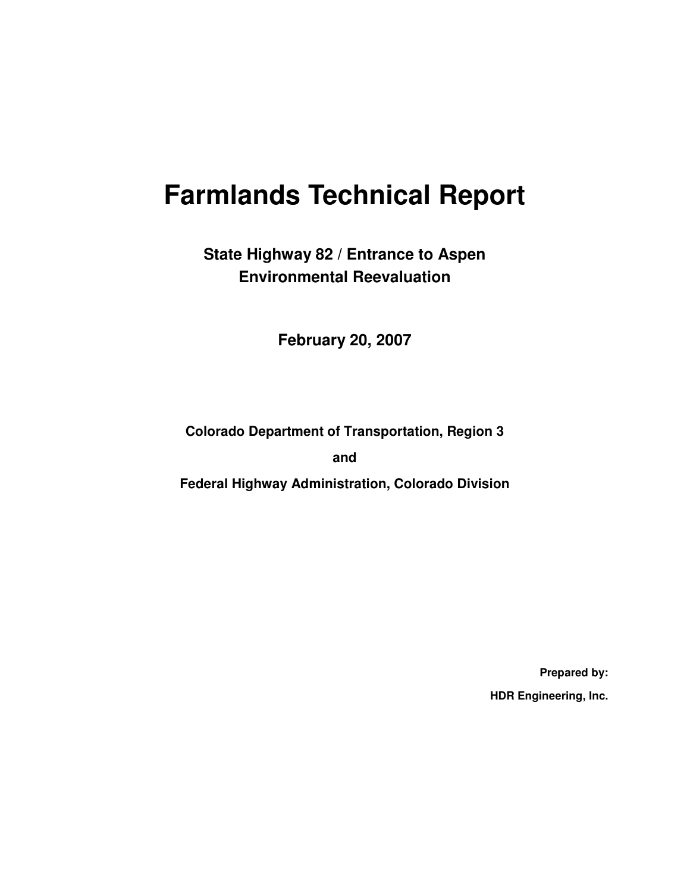# Farmlands Technical Report

## State Highway 82 / Entrance to Aspen
## Environmental Reevaluation

**February 20, 2007**

**Colorado Department of Transportation, Region 3**

**and**

**Federal Highway Administration, Colorado Division**

**Prepared by:**

**HDR Engineering, Inc.**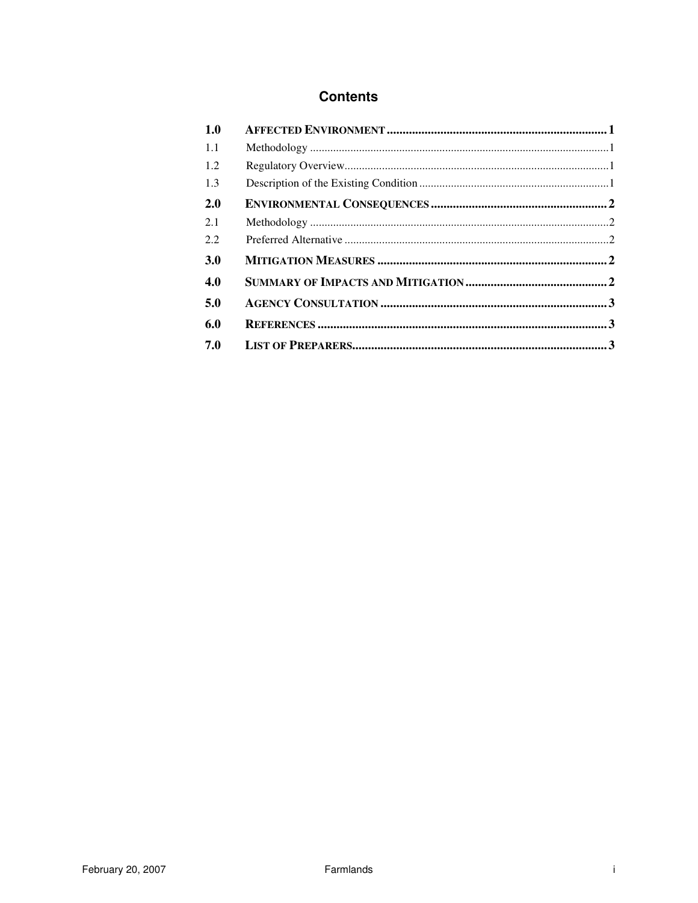## Contents

| | | |
|---|---|---|
| **1.0** | **AFFECTED ENVIRONMENT** | **1** |
| 1.1 | Methodology | 1 |
| 1.2 | Regulatory Overview | 1 |
| 1.3 | Description of the Existing Condition | 1 |
| **2.0** | **ENVIRONMENTAL CONSEQUENCES** | **2** |
| 2.1 | Methodology | 2 |
| 2.2 | Preferred Alternative | 2 |
| **3.0** | **MITIGATION MEASURES** | **2** |
| **4.0** | **SUMMARY OF IMPACTS AND MITIGATION** | **2** |
| **5.0** | **AGENCY CONSULTATION** | **3** |
| **6.0** | **REFERENCES** | **3** |
| **7.0** | **LIST OF PREPARERS** | **3** |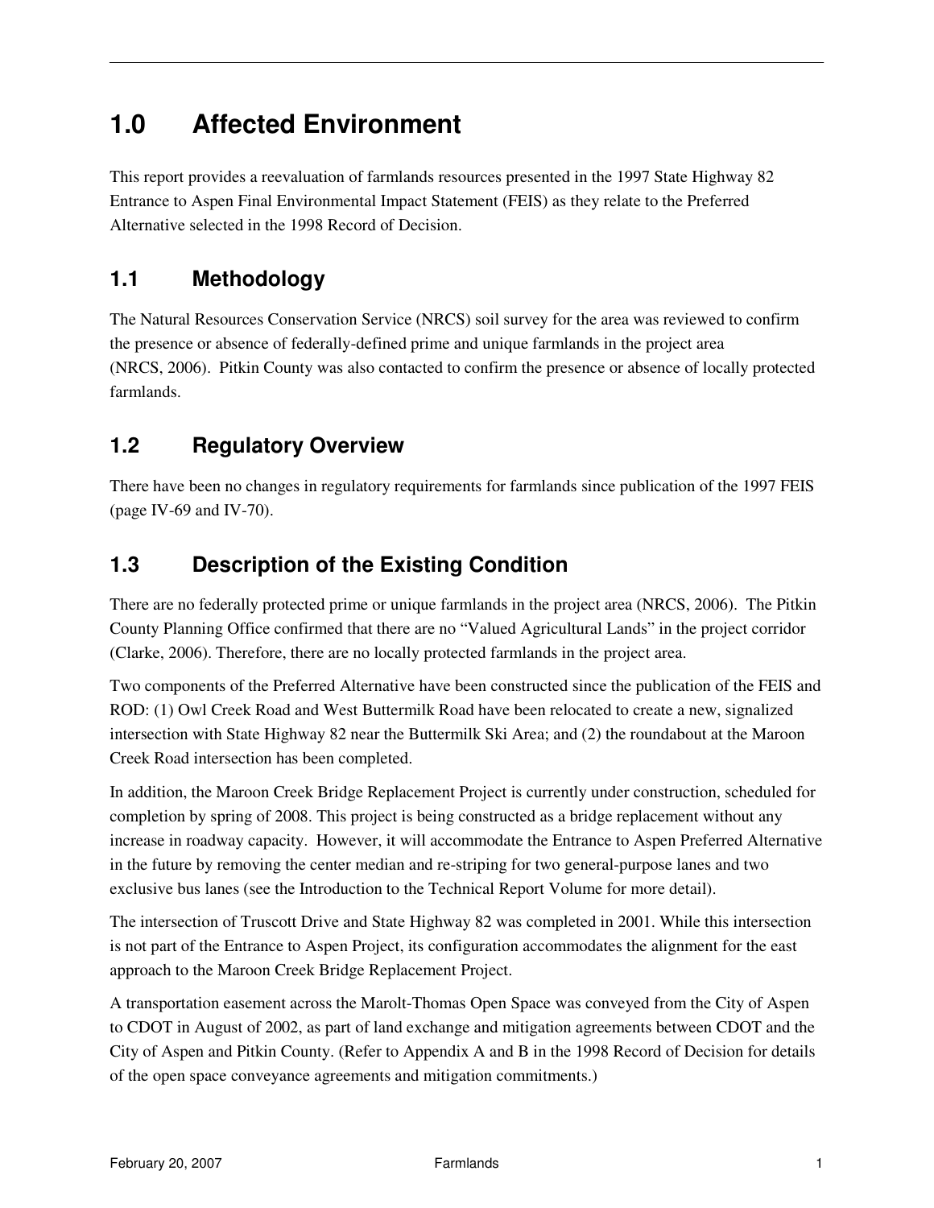# 1.0 Affected Environment

This report provides a reevaluation of farmlands resources presented in the 1997 State Highway 82 Entrance to Aspen Final Environmental Impact Statement (FEIS) as they relate to the Preferred Alternative selected in the 1998 Record of Decision.

## 1.1 Methodology

The Natural Resources Conservation Service (NRCS) soil survey for the area was reviewed to confirm the presence or absence of federally-defined prime and unique farmlands in the project area (NRCS, 2006). Pitkin County was also contacted to confirm the presence or absence of locally protected farmlands.

## 1.2 Regulatory Overview

There have been no changes in regulatory requirements for farmlands since publication of the 1997 FEIS (page IV-69 and IV-70).

## 1.3 Description of the Existing Condition

There are no federally protected prime or unique farmlands in the project area (NRCS, 2006). The Pitkin County Planning Office confirmed that there are no "Valued Agricultural Lands" in the project corridor (Clarke, 2006). Therefore, there are no locally protected farmlands in the project area.

Two components of the Preferred Alternative have been constructed since the publication of the FEIS and ROD: (1) Owl Creek Road and West Buttermilk Road have been relocated to create a new, signalized intersection with State Highway 82 near the Buttermilk Ski Area; and (2) the roundabout at the Maroon Creek Road intersection has been completed.

In addition, the Maroon Creek Bridge Replacement Project is currently under construction, scheduled for completion by spring of 2008. This project is being constructed as a bridge replacement without any increase in roadway capacity. However, it will accommodate the Entrance to Aspen Preferred Alternative in the future by removing the center median and re-striping for two general-purpose lanes and two exclusive bus lanes (see the Introduction to the Technical Report Volume for more detail).

The intersection of Truscott Drive and State Highway 82 was completed in 2001. While this intersection is not part of the Entrance to Aspen Project, its configuration accommodates the alignment for the east approach to the Maroon Creek Bridge Replacement Project.

A transportation easement across the Marolt-Thomas Open Space was conveyed from the City of Aspen to CDOT in August of 2002, as part of land exchange and mitigation agreements between CDOT and the City of Aspen and Pitkin County. (Refer to Appendix A and B in the 1998 Record of Decision for details of the open space conveyance agreements and mitigation commitments.)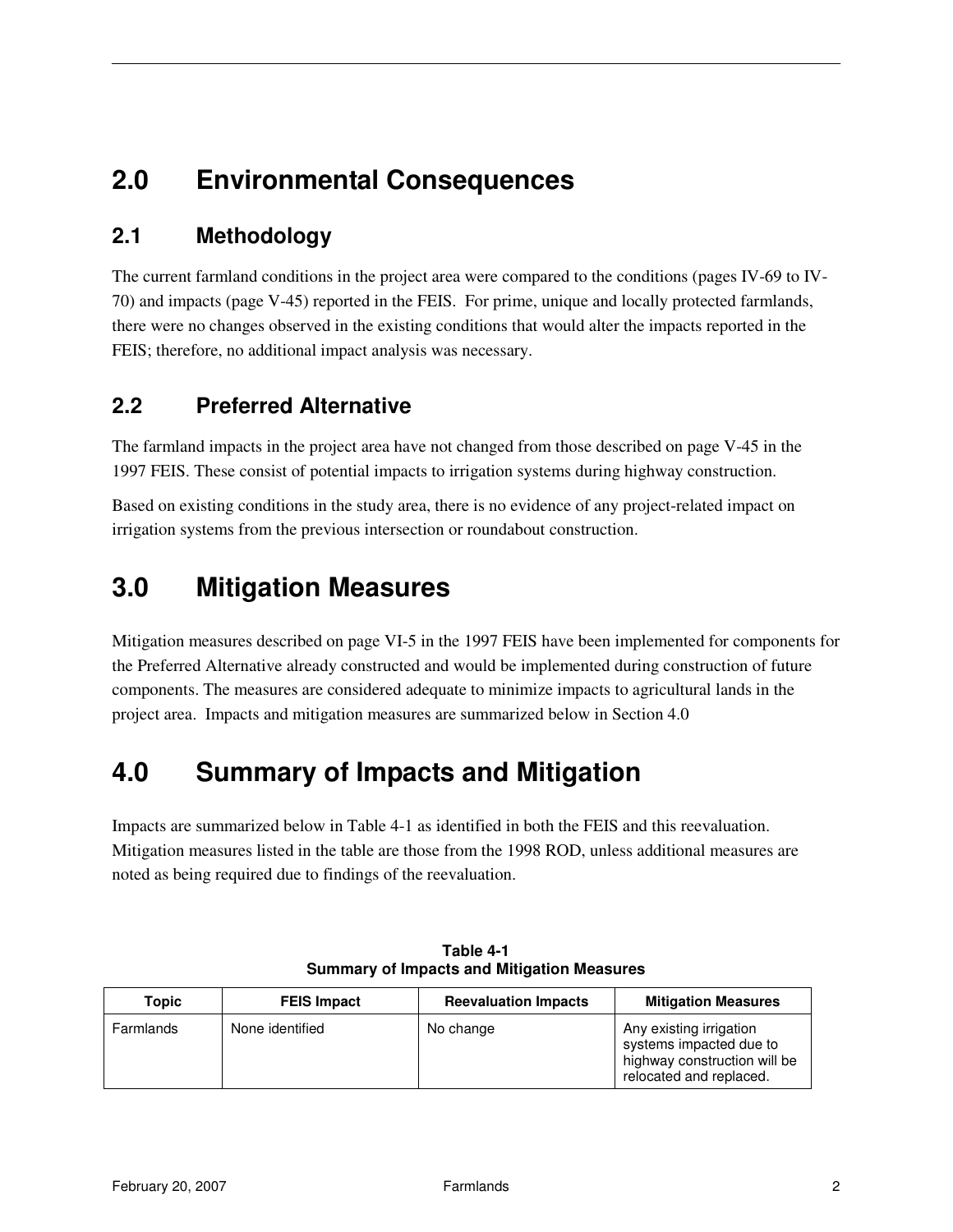# 2.0 Environmental Consequences

## 2.1 Methodology

The current farmland conditions in the project area were compared to the conditions (pages IV-69 to IV-70) and impacts (page V-45) reported in the FEIS. For prime, unique and locally protected farmlands, there were no changes observed in the existing conditions that would alter the impacts reported in the FEIS; therefore, no additional impact analysis was necessary.

## 2.2 Preferred Alternative

The farmland impacts in the project area have not changed from those described on page V-45 in the 1997 FEIS. These consist of potential impacts to irrigation systems during highway construction.

Based on existing conditions in the study area, there is no evidence of any project-related impact on irrigation systems from the previous intersection or roundabout construction.

# 3.0 Mitigation Measures

Mitigation measures described on page VI-5 in the 1997 FEIS have been implemented for components for the Preferred Alternative already constructed and would be implemented during construction of future components. The measures are considered adequate to minimize impacts to agricultural lands in the project area. Impacts and mitigation measures are summarized below in Section 4.0

# 4.0 Summary of Impacts and Mitigation

Impacts are summarized below in Table 4-1 as identified in both the FEIS and this reevaluation. Mitigation measures listed in the table are those from the 1998 ROD, unless additional measures are noted as being required due to findings of the reevaluation.

**Table 4-1**
**Summary of Impacts and Mitigation Measures**

| Topic | FEIS Impact | Reevaluation Impacts | Mitigation Measures |
| --- | --- | --- | --- |
| Farmlands | None identified | No change | Any existing irrigation systems impacted due to highway construction will be relocated and replaced. |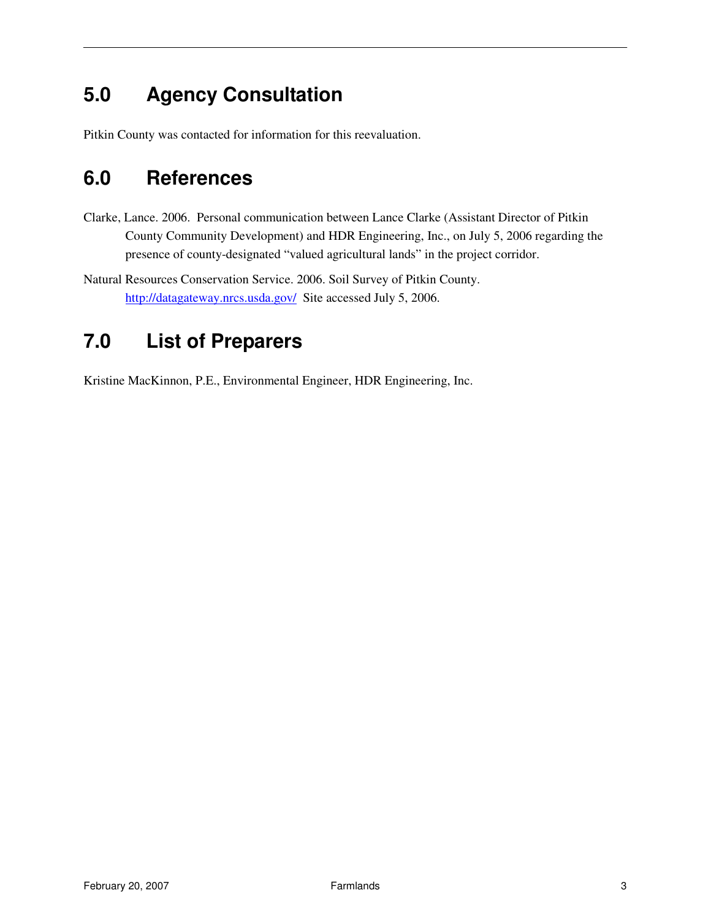## 5.0 Agency Consultation

Pitkin County was contacted for information for this reevaluation.

## 6.0 References

Clarke, Lance. 2006. Personal communication between Lance Clarke (Assistant Director of Pitkin County Community Development) and HDR Engineering, Inc., on July 5, 2006 regarding the presence of county-designated "valued agricultural lands" in the project corridor.

Natural Resources Conservation Service. 2006. Soil Survey of Pitkin County. http://datagateway.nrcs.usda.gov/ Site accessed July 5, 2006.

## 7.0 List of Preparers

Kristine MacKinnon, P.E., Environmental Engineer, HDR Engineering, Inc.